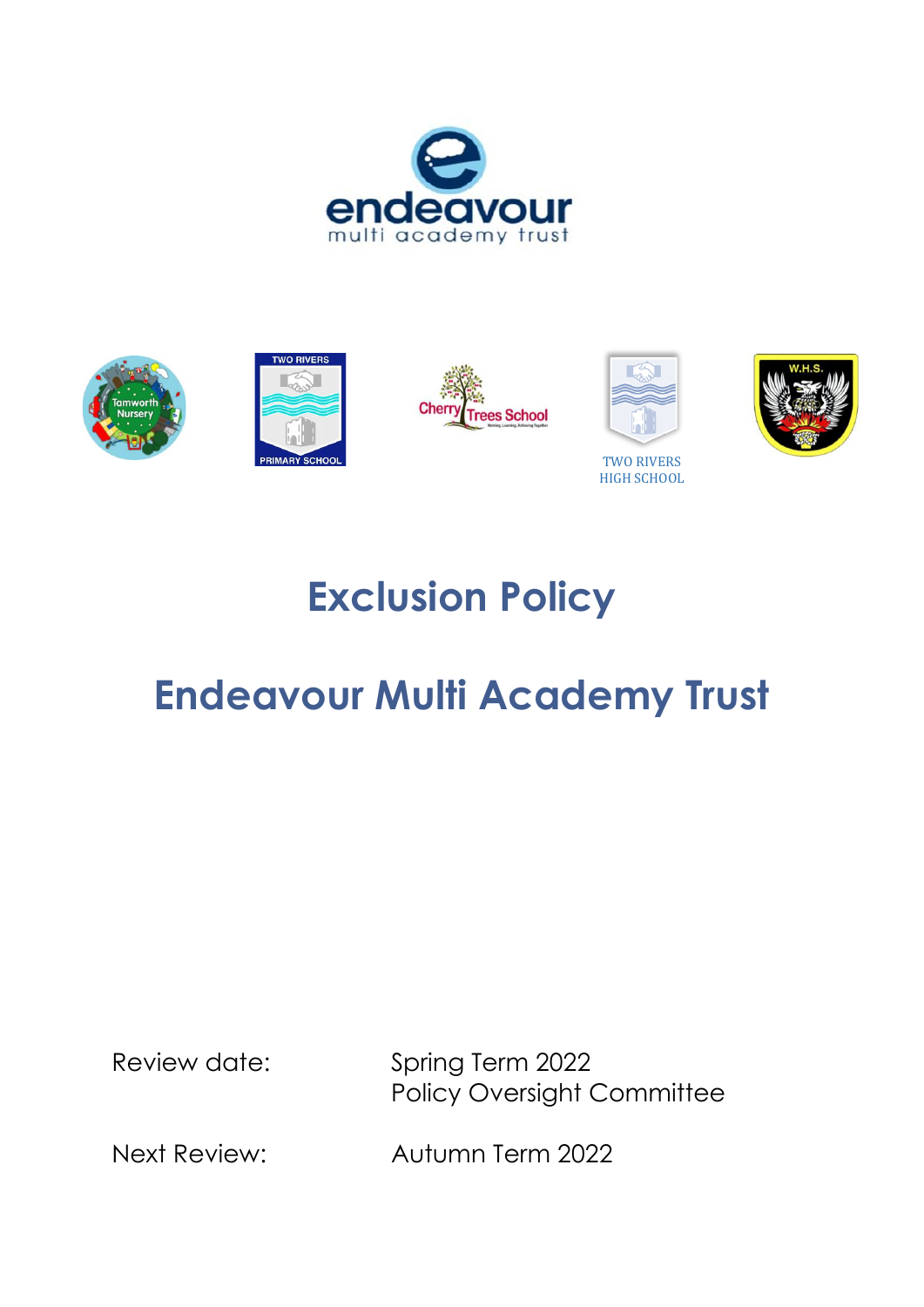# Exclusion Policy

# Endeavour Multi Academy Trust

| | |
|---|---|
| Review date: | Spring Term 2022<br>Policy Oversight Committee |
| Next Review: | Autumn Term 2022 |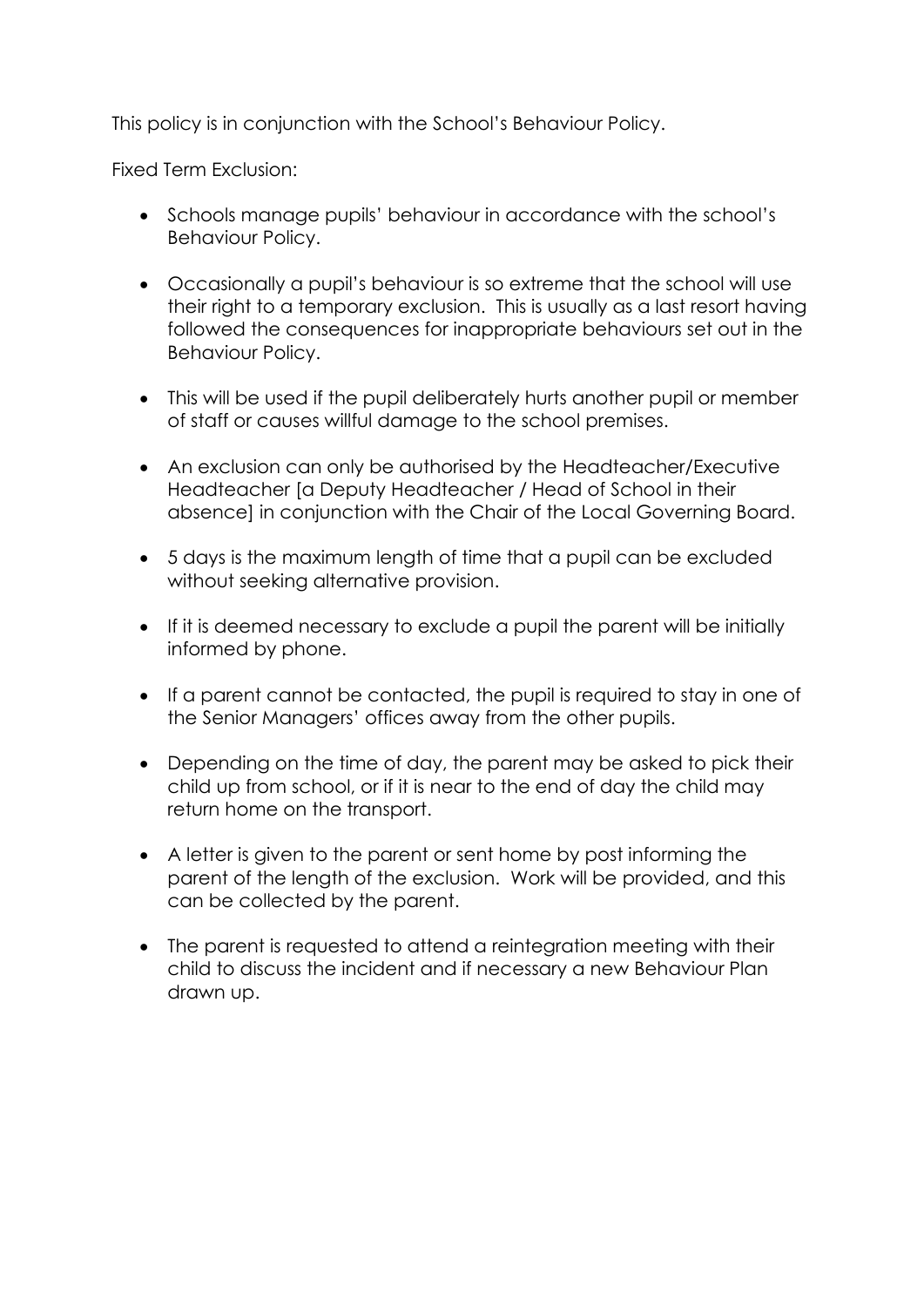This policy is in conjunction with the School's Behaviour Policy.

Fixed Term Exclusion:

- Schools manage pupils' behaviour in accordance with the school's Behaviour Policy.
- Occasionally a pupil's behaviour is so extreme that the school will use their right to a temporary exclusion. This is usually as a last resort having followed the consequences for inappropriate behaviours set out in the Behaviour Policy.
- This will be used if the pupil deliberately hurts another pupil or member of staff or causes willful damage to the school premises.
- An exclusion can only be authorised by the Headteacher/Executive Headteacher [a Deputy Headteacher / Head of School in their absence] in conjunction with the Chair of the Local Governing Board.
- 5 days is the maximum length of time that a pupil can be excluded without seeking alternative provision.
- If it is deemed necessary to exclude a pupil the parent will be initially informed by phone.
- If a parent cannot be contacted, the pupil is required to stay in one of the Senior Managers' offices away from the other pupils.
- Depending on the time of day, the parent may be asked to pick their child up from school, or if it is near to the end of day the child may return home on the transport.
- A letter is given to the parent or sent home by post informing the parent of the length of the exclusion. Work will be provided, and this can be collected by the parent.
- The parent is requested to attend a reintegration meeting with their child to discuss the incident and if necessary a new Behaviour Plan drawn up.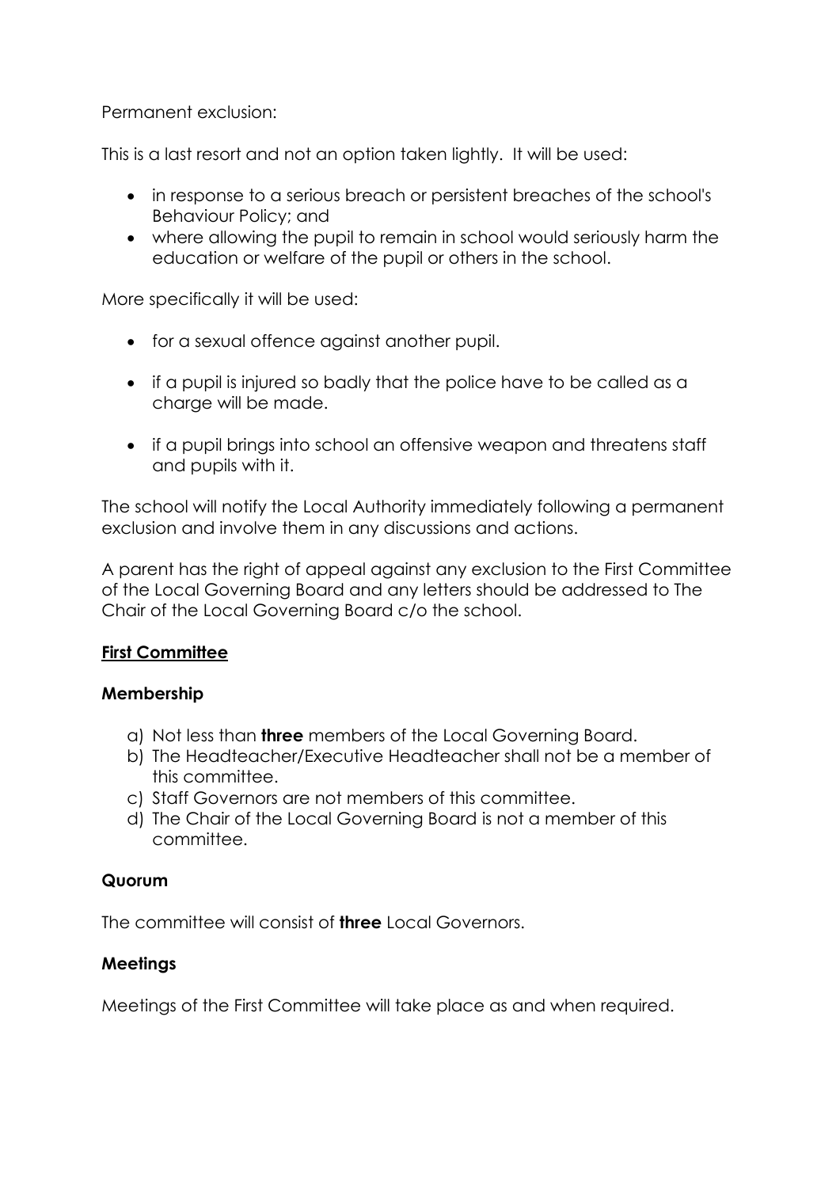Permanent exclusion:

This is a last resort and not an option taken lightly. It will be used:

- in response to a serious breach or persistent breaches of the school's Behaviour Policy; and
- where allowing the pupil to remain in school would seriously harm the education or welfare of the pupil or others in the school.

More specifically it will be used:

- for a sexual offence against another pupil.
- if a pupil is injured so badly that the police have to be called as a charge will be made.
- if a pupil brings into school an offensive weapon and threatens staff and pupils with it.

The school will notify the Local Authority immediately following a permanent exclusion and involve them in any discussions and actions.

A parent has the right of appeal against any exclusion to the First Committee of the Local Governing Board and any letters should be addressed to The Chair of the Local Governing Board c/o the school.

## First Committee

### Membership

a) Not less than **three** members of the Local Governing Board.
b) The Headteacher/Executive Headteacher shall not be a member of this committee.
c) Staff Governors are not members of this committee.
d) The Chair of the Local Governing Board is not a member of this committee.

### Quorum

The committee will consist of **three** Local Governors.

### Meetings

Meetings of the First Committee will take place as and when required.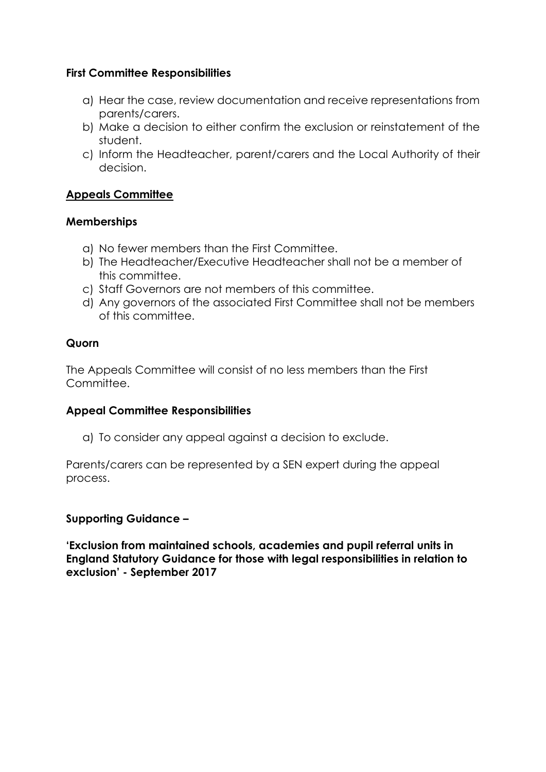**First Committee Responsibilities**

a) Hear the case, review documentation and receive representations from parents/carers.
b) Make a decision to either confirm the exclusion or reinstatement of the student.
c) Inform the Headteacher, parent/carers and the Local Authority of their decision.

## Appeals Committee

**Memberships**

a) No fewer members than the First Committee.
b) The Headteacher/Executive Headteacher shall not be a member of this committee.
c) Staff Governors are not members of this committee.
d) Any governors of the associated First Committee shall not be members of this committee.

**Quorn**

The Appeals Committee will consist of no less members than the First Committee.

**Appeal Committee Responsibilities**

a) To consider any appeal against a decision to exclude.

Parents/carers can be represented by a SEN expert during the appeal process.

**Supporting Guidance –**

**'Exclusion from maintained schools, academies and pupil referral units in England Statutory Guidance for those with legal responsibilities in relation to exclusion' - September 2017**